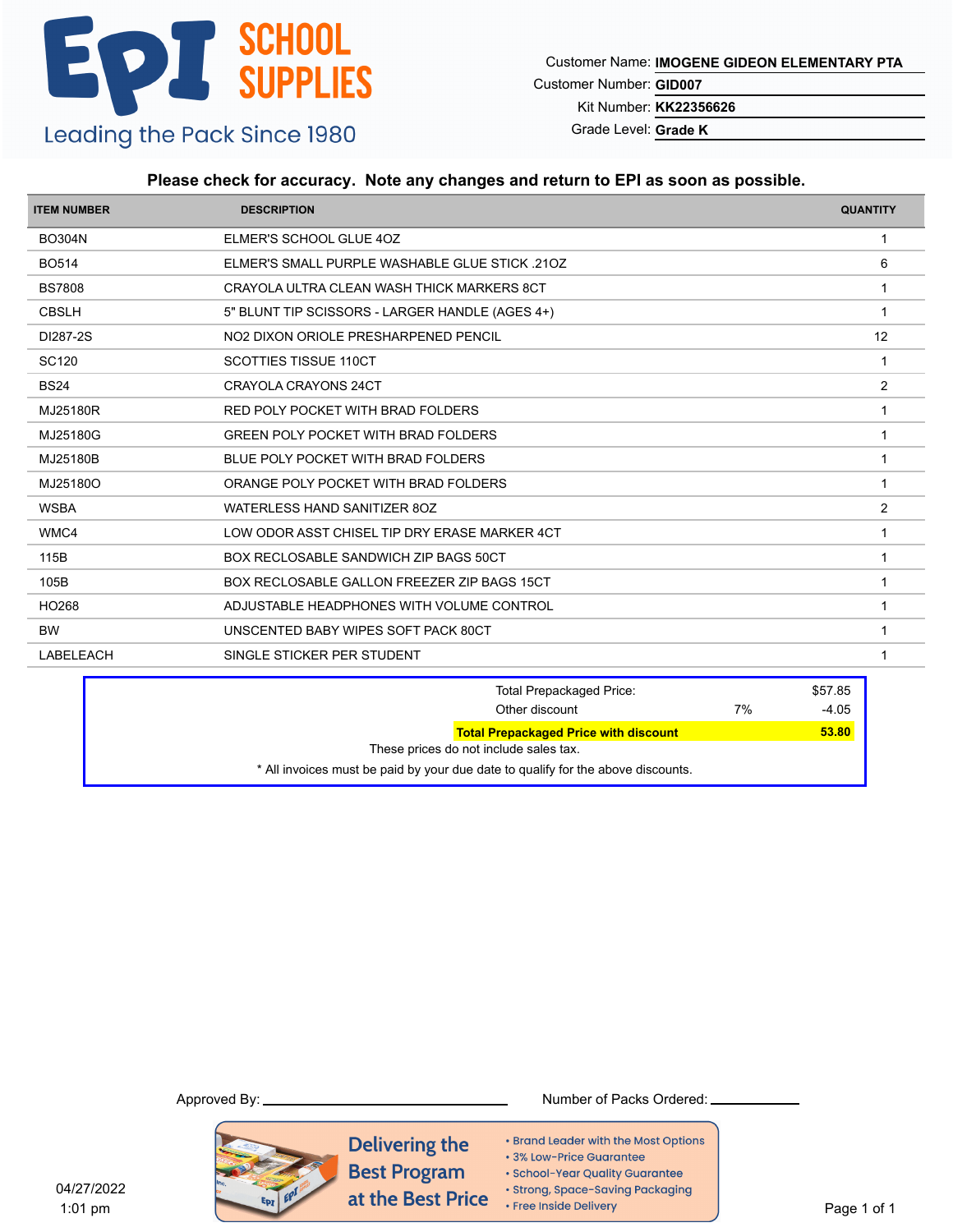# EPI SCHOOL SUPPLIES

Leading the Pack Since 1980

Customer Name: **IMOGENE GIDEON ELEMENTARY PTA**

Customer Number: **GID007**

Kit Number: **KK22356626**

Grade Level: **Grade K**

**Please check for accuracy. Note any changes and return to EPI as soon as possible.**

| ITEM NUMBER | DESCRIPTION | QUANTITY |
|---|---|---|
| BO304N | ELMER'S SCHOOL GLUE 4OZ | 1 |
| BO514 | ELMER'S SMALL PURPLE WASHABLE GLUE STICK .21OZ | 6 |
| BS7808 | CRAYOLA ULTRA CLEAN WASH THICK MARKERS 8CT | 1 |
| CBSLH | 5" BLUNT TIP SCISSORS - LARGER HANDLE (AGES 4+) | 1 |
| DI287-2S | NO2 DIXON ORIOLE PRESHARPENED PENCIL | 12 |
| SC120 | SCOTTIES TISSUE 110CT | 1 |
| BS24 | CRAYOLA CRAYONS 24CT | 2 |
| MJ25180R | RED POLY POCKET WITH BRAD FOLDERS | 1 |
| MJ25180G | GREEN POLY POCKET WITH BRAD FOLDERS | 1 |
| MJ25180B | BLUE POLY POCKET WITH BRAD FOLDERS | 1 |
| MJ25180O | ORANGE POLY POCKET WITH BRAD FOLDERS | 1 |
| WSBA | WATERLESS HAND SANITIZER 8OZ | 2 |
| WMC4 | LOW ODOR ASST CHISEL TIP DRY ERASE MARKER 4CT | 1 |
| 115B | BOX RECLOSABLE SANDWICH ZIP BAGS 50CT | 1 |
| 105B | BOX RECLOSABLE GALLON FREEZER ZIP BAGS 15CT | 1 |
| HO268 | ADJUSTABLE HEADPHONES WITH VOLUME CONTROL | 1 |
| BW | UNSCENTED BABY WIPES SOFT PACK 80CT | 1 |
| LABELEACH | SINGLE STICKER PER STUDENT | 1 |

| | | |
|---|---|---|
| Total Prepackaged Price: | | $57.85 |
| Other discount | 7% | -4.05 |
| **Total Prepackaged Price with discount** | | **53.80** |

These prices do not include sales tax.

* All invoices must be paid by your due date to qualify for the above discounts.

Approved By: ____________________ Number of Packs Ordered: __________

**Delivering the Best Program at the Best Price**

- Brand Leader with the Most Options
- 3% Low-Price Guarantee
- School-Year Quality Guarantee
- Strong, Space-Saving Packaging
- Free Inside Delivery

04/27/2022
1:01 pm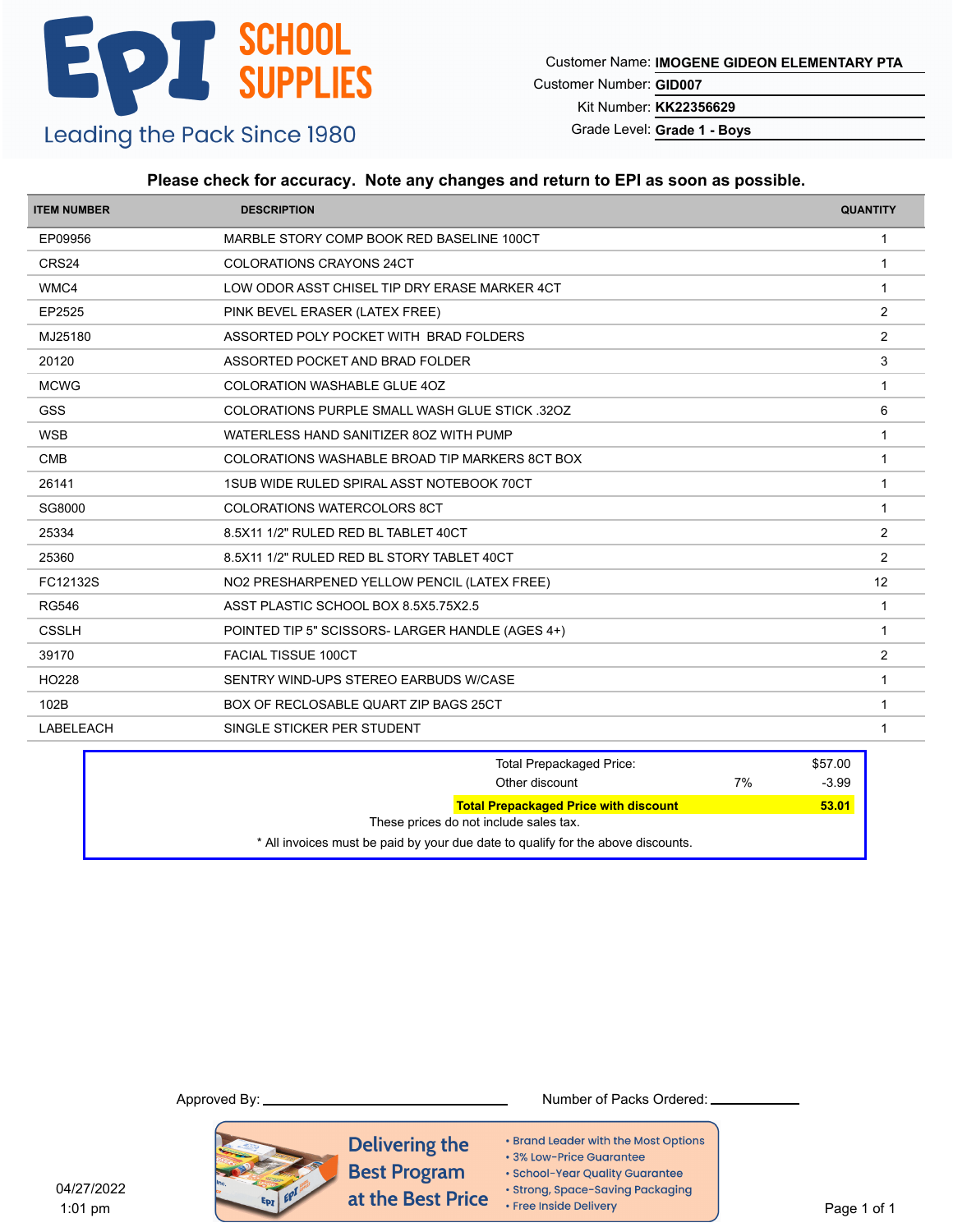# EPI SCHOOL SUPPLIES

Leading the Pack Since 1980

Customer Name: **IMOGENE GIDEON ELEMENTARY PTA**
Customer Number: **GID007**
Kit Number: **KK22356629**
Grade Level: **Grade 1 - Boys**

**Please check for accuracy. Note any changes and return to EPI as soon as possible.**

| ITEM NUMBER | DESCRIPTION | QUANTITY |
|---|---|---|
| EP09956 | MARBLE STORY COMP BOOK RED BASELINE 100CT | 1 |
| CRS24 | COLORATIONS CRAYONS 24CT | 1 |
| WMC4 | LOW ODOR ASST CHISEL TIP DRY ERASE MARKER 4CT | 1 |
| EP2525 | PINK BEVEL ERASER (LATEX FREE) | 2 |
| MJ25180 | ASSORTED POLY POCKET WITH BRAD FOLDERS | 2 |
| 20120 | ASSORTED POCKET AND BRAD FOLDER | 3 |
| MCWG | COLORATION WASHABLE GLUE 4OZ | 1 |
| GSS | COLORATIONS PURPLE SMALL WASH GLUE STICK .32OZ | 6 |
| WSB | WATERLESS HAND SANITIZER 8OZ WITH PUMP | 1 |
| CMB | COLORATIONS WASHABLE BROAD TIP MARKERS 8CT BOX | 1 |
| 26141 | 1SUB WIDE RULED SPIRAL ASST NOTEBOOK 70CT | 1 |
| SG8000 | COLORATIONS WATERCOLORS 8CT | 1 |
| 25334 | 8.5X11 1/2" RULED RED BL TABLET 40CT | 2 |
| 25360 | 8.5X11 1/2" RULED RED BL STORY TABLET 40CT | 2 |
| FC12132S | NO2 PRESHARPENED YELLOW PENCIL (LATEX FREE) | 12 |
| RG546 | ASST PLASTIC SCHOOL BOX 8.5X5.75X2.5 | 1 |
| CSSLH | POINTED TIP 5" SCISSORS- LARGER HANDLE (AGES 4+) | 1 |
| 39170 | FACIAL TISSUE 100CT | 2 |
| HO228 | SENTRY WIND-UPS STEREO EARBUDS W/CASE | 1 |
| 102B | BOX OF RECLOSABLE QUART ZIP BAGS 25CT | 1 |
| LABELEACH | SINGLE STICKER PER STUDENT | 1 |

| | | |
|---|---|---|
| Total Prepackaged Price: | | $57.00 |
| Other discount | 7% | -3.99 |
| **Total Prepackaged Price with discount** | | **53.01** |

These prices do not include sales tax.

* All invoices must be paid by your due date to qualify for the above discounts.

Approved By: ____________________ Number of Packs Ordered: ____________

Delivering the Best Program at the Best Price

- Brand Leader with the Most Options
- 3% Low-Price Guarantee
- School-Year Quality Guarantee
- Strong, Space-Saving Packaging
- Free Inside Delivery

04/27/2022
1:01 pm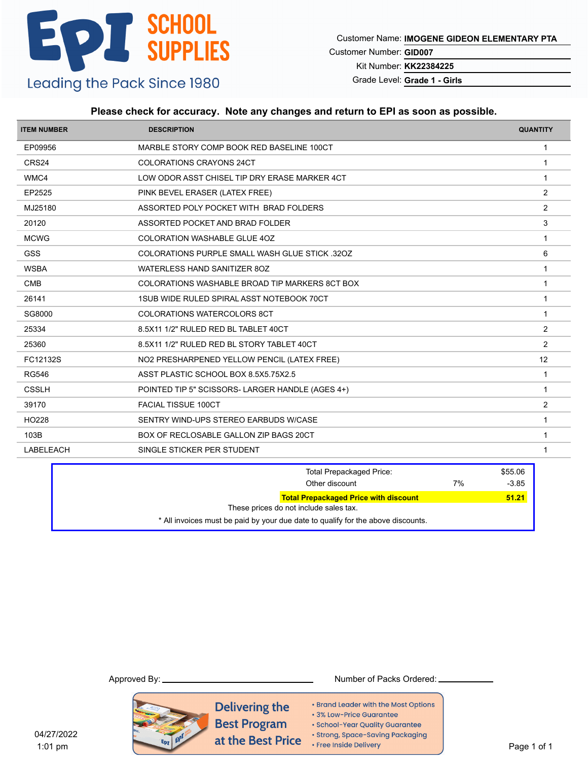# EPI SCHOOL SUPPLIES

Leading the Pack Since 1980

Customer Name: **IMOGENE GIDEON ELEMENTARY PTA**
Customer Number: **GID007**
Kit Number: **KK22384225**
Grade Level: **Grade 1 - Girls**

**Please check for accuracy. Note any changes and return to EPI as soon as possible.**

| ITEM NUMBER | DESCRIPTION | QUANTITY |
|---|---|---|
| EP09956 | MARBLE STORY COMP BOOK RED BASELINE 100CT | 1 |
| CRS24 | COLORATIONS CRAYONS 24CT | 1 |
| WMC4 | LOW ODOR ASST CHISEL TIP DRY ERASE MARKER 4CT | 1 |
| EP2525 | PINK BEVEL ERASER (LATEX FREE) | 2 |
| MJ25180 | ASSORTED POLY POCKET WITH BRAD FOLDERS | 2 |
| 20120 | ASSORTED POCKET AND BRAD FOLDER | 3 |
| MCWG | COLORATION WASHABLE GLUE 4OZ | 1 |
| GSS | COLORATIONS PURPLE SMALL WASH GLUE STICK .32OZ | 6 |
| WSBA | WATERLESS HAND SANITIZER 8OZ | 1 |
| CMB | COLORATIONS WASHABLE BROAD TIP MARKERS 8CT BOX | 1 |
| 26141 | 1SUB WIDE RULED SPIRAL ASST NOTEBOOK 70CT | 1 |
| SG8000 | COLORATIONS WATERCOLORS 8CT | 1 |
| 25334 | 8.5X11 1/2" RULED RED BL TABLET 40CT | 2 |
| 25360 | 8.5X11 1/2" RULED RED BL STORY TABLET 40CT | 2 |
| FC12132S | NO2 PRESHARPENED YELLOW PENCIL (LATEX FREE) | 12 |
| RG546 | ASST PLASTIC SCHOOL BOX 8.5X5.75X2.5 | 1 |
| CSSLH | POINTED TIP 5" SCISSORS- LARGER HANDLE (AGES 4+) | 1 |
| 39170 | FACIAL TISSUE 100CT | 2 |
| HO228 | SENTRY WIND-UPS STEREO EARBUDS W/CASE | 1 |
| 103B | BOX OF RECLOSABLE GALLON ZIP BAGS 20CT | 1 |
| LABELEACH | SINGLE STICKER PER STUDENT | 1 |

| | | |
|---|---|---|
| Total Prepackaged Price: | | $55.06 |
| Other discount | 7% | -3.85 |
| **Total Prepackaged Price with discount** | | **51.21** |

These prices do not include sales tax.

* All invoices must be paid by your due date to qualify for the above discounts.

Approved By: ______________________ Number of Packs Ordered: __________

**Delivering the Best Program at the Best Price**

- Brand Leader with the Most Options
- 3% Low-Price Guarantee
- School-Year Quality Guarantee
- Strong, Space-Saving Packaging
- Free Inside Delivery

04/27/2022
1:01 pm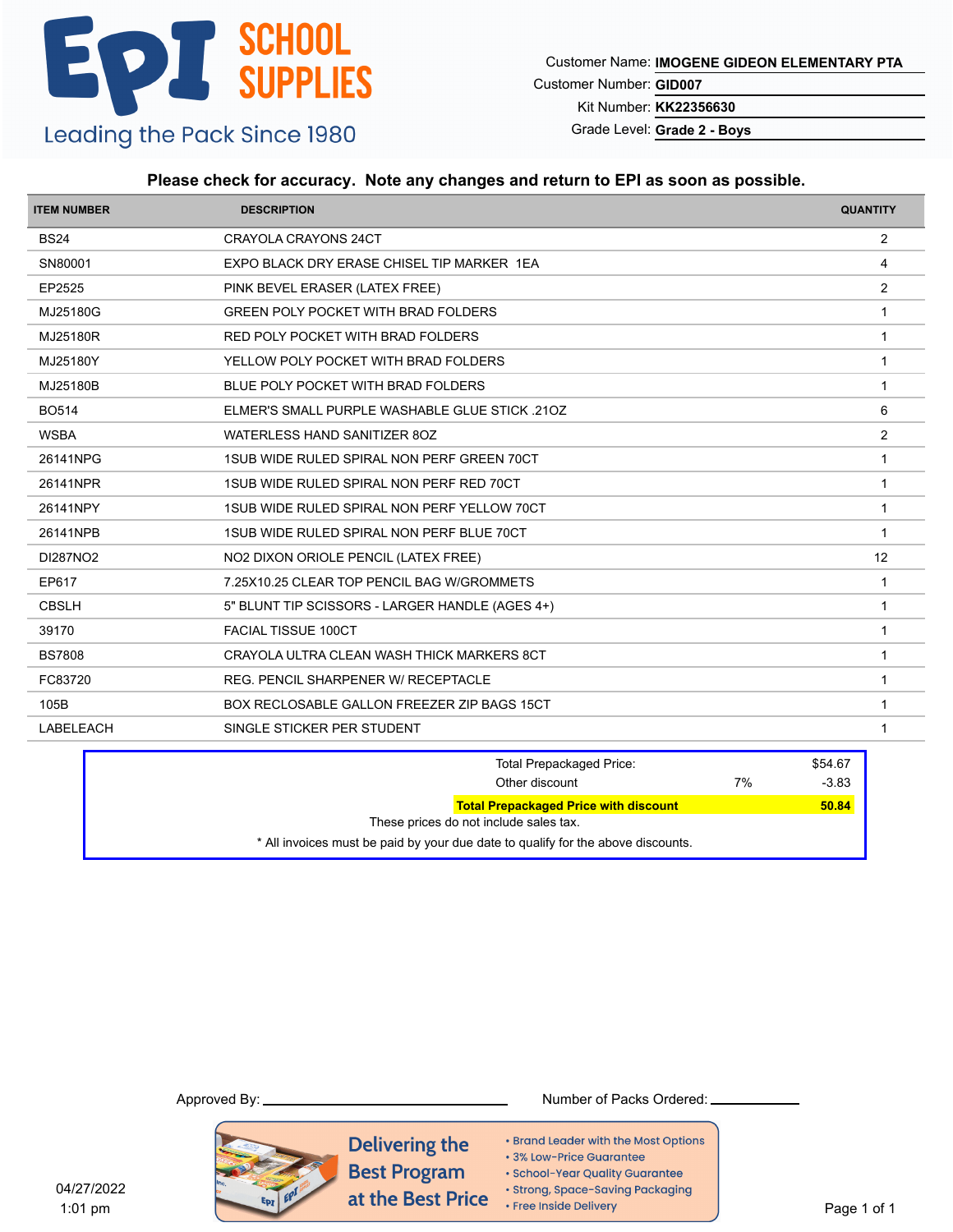# EPI SCHOOL SUPPLIES

Leading the Pack Since 1980

Customer Name: **IMOGENE GIDEON ELEMENTARY PTA**
Customer Number: **GID007**
Kit Number: **KK22356630**
Grade Level: **Grade 2 - Boys**

**Please check for accuracy. Note any changes and return to EPI as soon as possible.**

| ITEM NUMBER | DESCRIPTION | QUANTITY |
|---|---|---|
| BS24 | CRAYOLA CRAYONS 24CT | 2 |
| SN80001 | EXPO BLACK DRY ERASE CHISEL TIP MARKER 1EA | 4 |
| EP2525 | PINK BEVEL ERASER (LATEX FREE) | 2 |
| MJ25180G | GREEN POLY POCKET WITH BRAD FOLDERS | 1 |
| MJ25180R | RED POLY POCKET WITH BRAD FOLDERS | 1 |
| MJ25180Y | YELLOW POLY POCKET WITH BRAD FOLDERS | 1 |
| MJ25180B | BLUE POLY POCKET WITH BRAD FOLDERS | 1 |
| BO514 | ELMER'S SMALL PURPLE WASHABLE GLUE STICK .21OZ | 6 |
| WSBA | WATERLESS HAND SANITIZER 8OZ | 2 |
| 26141NPG | 1SUB WIDE RULED SPIRAL NON PERF GREEN 70CT | 1 |
| 26141NPR | 1SUB WIDE RULED SPIRAL NON PERF RED 70CT | 1 |
| 26141NPY | 1SUB WIDE RULED SPIRAL NON PERF YELLOW 70CT | 1 |
| 26141NPB | 1SUB WIDE RULED SPIRAL NON PERF BLUE 70CT | 1 |
| DI287NO2 | NO2 DIXON ORIOLE PENCIL (LATEX FREE) | 12 |
| EP617 | 7.25X10.25 CLEAR TOP PENCIL BAG W/GROMMETS | 1 |
| CBSLH | 5" BLUNT TIP SCISSORS - LARGER HANDLE (AGES 4+) | 1 |
| 39170 | FACIAL TISSUE 100CT | 1 |
| BS7808 | CRAYOLA ULTRA CLEAN WASH THICK MARKERS 8CT | 1 |
| FC83720 | REG. PENCIL SHARPENER W/ RECEPTACLE | 1 |
| 105B | BOX RECLOSABLE GALLON FREEZER ZIP BAGS 15CT | 1 |
| LABELEACH | SINGLE STICKER PER STUDENT | 1 |

| | | |
|---|---|---|
| Total Prepackaged Price: | | $54.67 |
| Other discount | 7% | -3.83 |
| **Total Prepackaged Price with discount** | | **50.84** |

These prices do not include sales tax.

\* All invoices must be paid by your due date to qualify for the above discounts.

Approved By: ____________________ Number of Packs Ordered: __________

Delivering the Best Program at the Best Price

- Brand Leader with the Most Options
- 3% Low-Price Guarantee
- School-Year Quality Guarantee
- Strong, Space-Saving Packaging
- Free Inside Delivery

04/27/2022
1:01 pm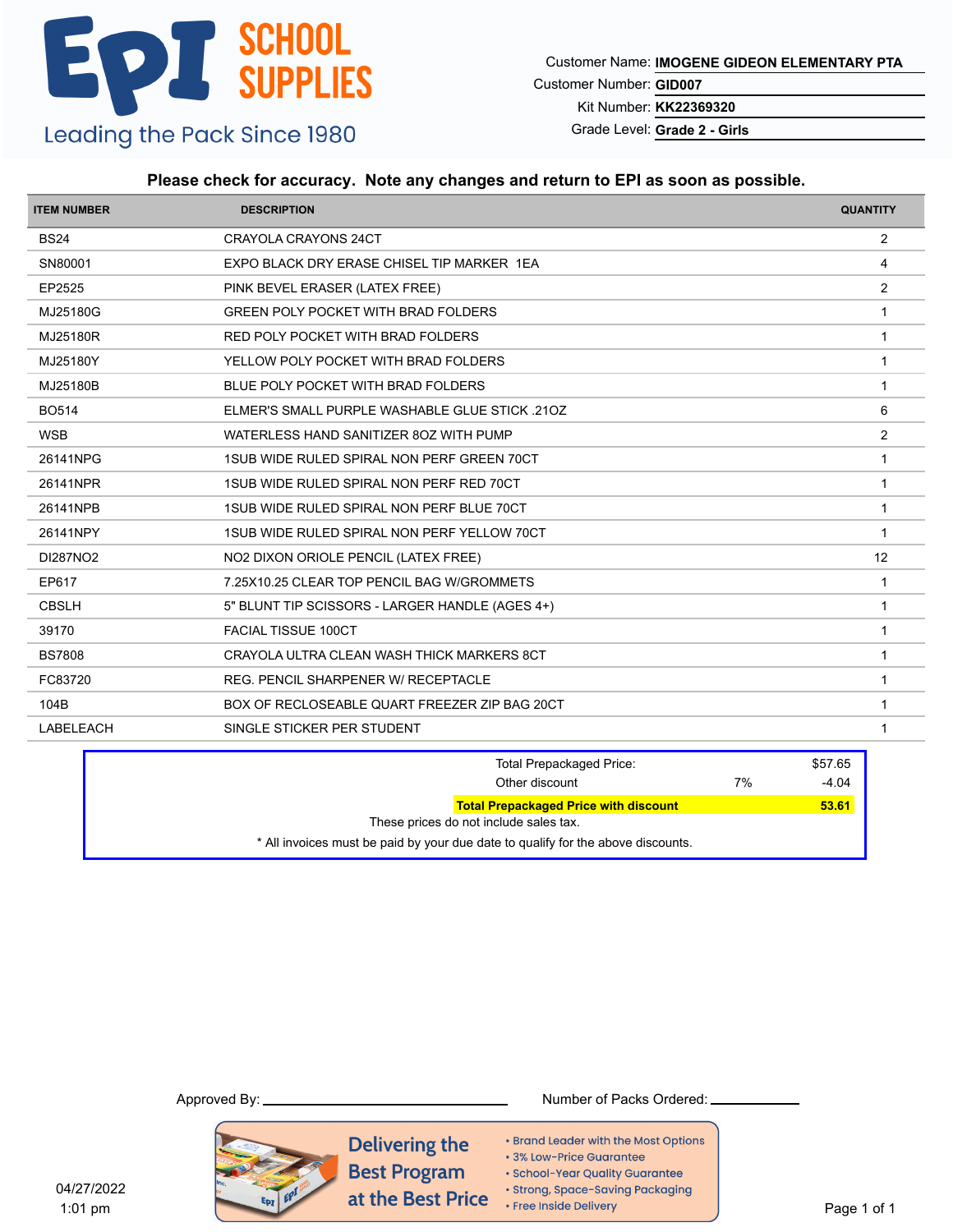# EPI SCHOOL SUPPLIES

Leading the Pack Since 1980

Customer Name: **IMOGENE GIDEON ELEMENTARY PTA**
Customer Number: **GID007**
Kit Number: **KK22369320**
Grade Level: **Grade 2 - Girls**

**Please check for accuracy. Note any changes and return to EPI as soon as possible.**

| ITEM NUMBER | DESCRIPTION | QUANTITY |
|---|---|---|
| BS24 | CRAYOLA CRAYONS 24CT | 2 |
| SN80001 | EXPO BLACK DRY ERASE CHISEL TIP MARKER 1EA | 4 |
| EP2525 | PINK BEVEL ERASER (LATEX FREE) | 2 |
| MJ25180G | GREEN POLY POCKET WITH BRAD FOLDERS | 1 |
| MJ25180R | RED POLY POCKET WITH BRAD FOLDERS | 1 |
| MJ25180Y | YELLOW POLY POCKET WITH BRAD FOLDERS | 1 |
| MJ25180B | BLUE POLY POCKET WITH BRAD FOLDERS | 1 |
| BO514 | ELMER'S SMALL PURPLE WASHABLE GLUE STICK .21OZ | 6 |
| WSB | WATERLESS HAND SANITIZER 8OZ WITH PUMP | 2 |
| 26141NPG | 1SUB WIDE RULED SPIRAL NON PERF GREEN 70CT | 1 |
| 26141NPR | 1SUB WIDE RULED SPIRAL NON PERF RED 70CT | 1 |
| 26141NPB | 1SUB WIDE RULED SPIRAL NON PERF BLUE 70CT | 1 |
| 26141NPY | 1SUB WIDE RULED SPIRAL NON PERF YELLOW 70CT | 1 |
| DI287NO2 | NO2 DIXON ORIOLE PENCIL (LATEX FREE) | 12 |
| EP617 | 7.25X10.25 CLEAR TOP PENCIL BAG W/GROMMETS | 1 |
| CBSLH | 5" BLUNT TIP SCISSORS - LARGER HANDLE (AGES 4+) | 1 |
| 39170 | FACIAL TISSUE 100CT | 1 |
| BS7808 | CRAYOLA ULTRA CLEAN WASH THICK MARKERS 8CT | 1 |
| FC83720 | REG. PENCIL SHARPENER W/ RECEPTACLE | 1 |
| 104B | BOX OF RECLOSEABLE QUART FREEZER ZIP BAG 20CT | 1 |
| LABELEACH | SINGLE STICKER PER STUDENT | 1 |

| | | |
|---|---|---|
| Total Prepackaged Price: | | $57.65 |
| Other discount | 7% | -4.04 |
| **Total Prepackaged Price with discount** | | **53.61** |

These prices do not include sales tax.

* All invoices must be paid by your due date to qualify for the above discounts.

Approved By: ______________________  Number of Packs Ordered: __________

Delivering the Best Program at the Best Price

- Brand Leader with the Most Options
- 3% Low-Price Guarantee
- School-Year Quality Guarantee
- Strong, Space-Saving Packaging
- Free Inside Delivery

04/27/2022
1:01 pm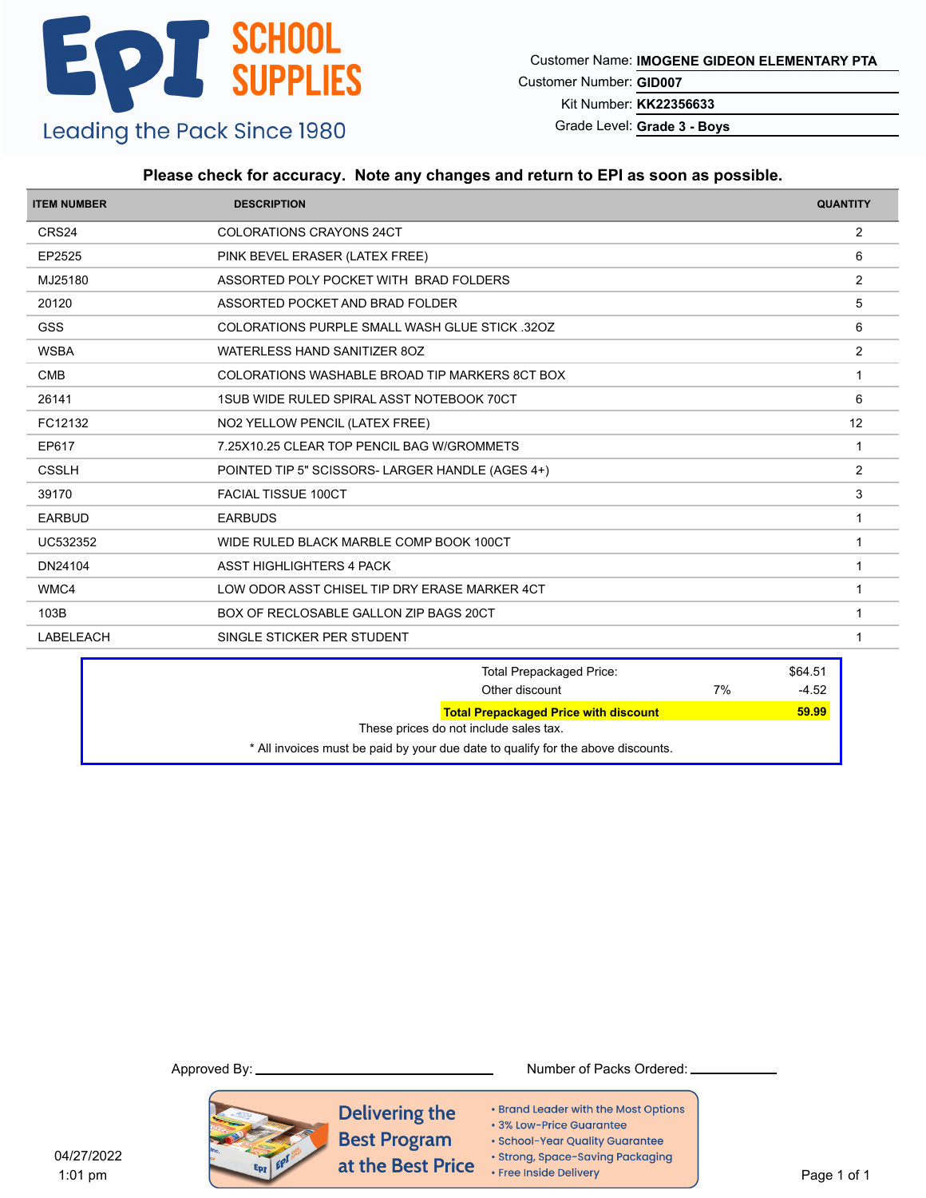# EPI SCHOOL SUPPLIES

Leading the Pack Since 1980

Customer Name: **IMOGENE GIDEON ELEMENTARY PTA**
Customer Number: **GID007**
Kit Number: **KK22356633**
Grade Level: **Grade 3 - Boys**

**Please check for accuracy. Note any changes and return to EPI as soon as possible.**

| ITEM NUMBER | DESCRIPTION | QUANTITY |
|---|---|---|
| CRS24 | COLORATIONS CRAYONS 24CT | 2 |
| EP2525 | PINK BEVEL ERASER (LATEX FREE) | 6 |
| MJ25180 | ASSORTED POLY POCKET WITH BRAD FOLDERS | 2 |
| 20120 | ASSORTED POCKET AND BRAD FOLDER | 5 |
| GSS | COLORATIONS PURPLE SMALL WASH GLUE STICK .32OZ | 6 |
| WSBA | WATERLESS HAND SANITIZER 8OZ | 2 |
| CMB | COLORATIONS WASHABLE BROAD TIP MARKERS 8CT BOX | 1 |
| 26141 | 1SUB WIDE RULED SPIRAL ASST NOTEBOOK 70CT | 6 |
| FC12132 | NO2 YELLOW PENCIL (LATEX FREE) | 12 |
| EP617 | 7.25X10.25 CLEAR TOP PENCIL BAG W/GROMMETS | 1 |
| CSSLH | POINTED TIP 5" SCISSORS- LARGER HANDLE (AGES 4+) | 2 |
| 39170 | FACIAL TISSUE 100CT | 3 |
| EARBUD | EARBUDS | 1 |
| UC532352 | WIDE RULED BLACK MARBLE COMP BOOK 100CT | 1 |
| DN24104 | ASST HIGHLIGHTERS 4 PACK | 1 |
| WMC4 | LOW ODOR ASST CHISEL TIP DRY ERASE MARKER 4CT | 1 |
| 103B | BOX OF RECLOSABLE GALLON ZIP BAGS 20CT | 1 |
| LABELEACH | SINGLE STICKER PER STUDENT | 1 |

| | | |
|---|---|---|
| Total Prepackaged Price: | | $64.51 |
| Other discount | 7% | -4.52 |
| **Total Prepackaged Price with discount** | | **59.99** |

These prices do not include sales tax.

* All invoices must be paid by your due date to qualify for the above discounts.

Approved By: ____________________ Number of Packs Ordered: __________

**Delivering the Best Program at the Best Price**

- Brand Leader with the Most Options
- 3% Low-Price Guarantee
- School-Year Quality Guarantee
- Strong, Space-Saving Packaging
- Free Inside Delivery

04/27/2022
1:01 pm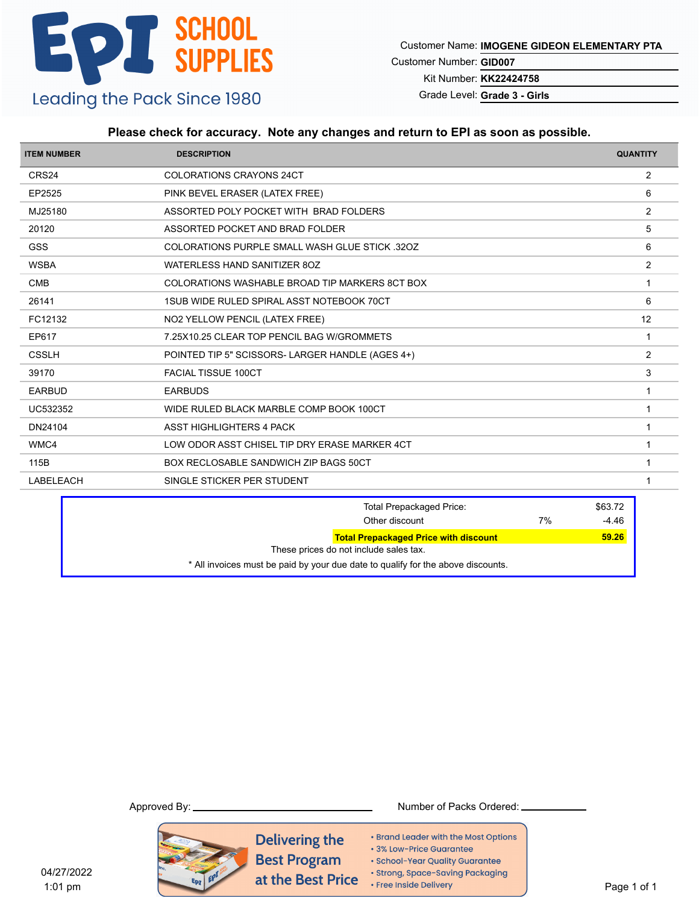**EPI SCHOOL SUPPLIES**

Leading the Pack Since 1980

Customer Name: **IMOGENE GIDEON ELEMENTARY PTA**
Customer Number: **GID007**
Kit Number: **KK22424758**
Grade Level: **Grade 3 - Girls**

**Please check for accuracy. Note any changes and return to EPI as soon as possible.**

| ITEM NUMBER | DESCRIPTION | QUANTITY |
|---|---|---|
| CRS24 | COLORATIONS CRAYONS 24CT | 2 |
| EP2525 | PINK BEVEL ERASER (LATEX FREE) | 6 |
| MJ25180 | ASSORTED POLY POCKET WITH BRAD FOLDERS | 2 |
| 20120 | ASSORTED POCKET AND BRAD FOLDER | 5 |
| GSS | COLORATIONS PURPLE SMALL WASH GLUE STICK .32OZ | 6 |
| WSBA | WATERLESS HAND SANITIZER 8OZ | 2 |
| CMB | COLORATIONS WASHABLE BROAD TIP MARKERS 8CT BOX | 1 |
| 26141 | 1SUB WIDE RULED SPIRAL ASST NOTEBOOK 70CT | 6 |
| FC12132 | NO2 YELLOW PENCIL (LATEX FREE) | 12 |
| EP617 | 7.25X10.25 CLEAR TOP PENCIL BAG W/GROMMETS | 1 |
| CSSLH | POINTED TIP 5" SCISSORS- LARGER HANDLE (AGES 4+) | 2 |
| 39170 | FACIAL TISSUE 100CT | 3 |
| EARBUD | EARBUDS | 1 |
| UC532352 | WIDE RULED BLACK MARBLE COMP BOOK 100CT | 1 |
| DN24104 | ASST HIGHLIGHTERS 4 PACK | 1 |
| WMC4 | LOW ODOR ASST CHISEL TIP DRY ERASE MARKER 4CT | 1 |
| 115B | BOX RECLOSABLE SANDWICH ZIP BAGS 50CT | 1 |
| LABELEACH | SINGLE STICKER PER STUDENT | 1 |

| | | |
|---|---|---|
| Total Prepackaged Price: | | $63.72 |
| Other discount | 7% | -4.46 |
| **Total Prepackaged Price with discount** | | **59.26** |

These prices do not include sales tax.

* All invoices must be paid by your due date to qualify for the above discounts.

Approved By: ______________________ Number of Packs Ordered: __________

**Delivering the Best Program at the Best Price**

- Brand Leader with the Most Options
- 3% Low-Price Guarantee
- School-Year Quality Guarantee
- Strong, Space-Saving Packaging
- Free Inside Delivery

04/27/2022
1:01 pm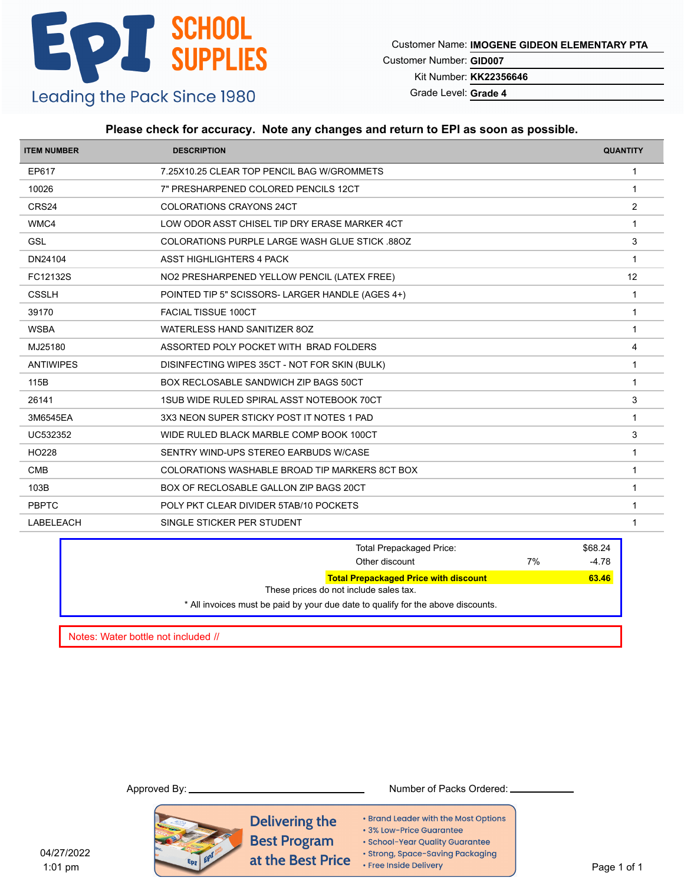# EPI SCHOOL SUPPLIES

Leading the Pack Since 1980

Customer Name: **IMOGENE GIDEON ELEMENTARY PTA**
Customer Number: **GID007**
Kit Number: **KK22356646**
Grade Level: **Grade 4**

**Please check for accuracy. Note any changes and return to EPI as soon as possible.**

| ITEM NUMBER | DESCRIPTION | QUANTITY |
|---|---|---|
| EP617 | 7.25X10.25 CLEAR TOP PENCIL BAG W/GROMMETS | 1 |
| 10026 | 7" PRESHARPENED COLORED PENCILS 12CT | 1 |
| CRS24 | COLORATIONS CRAYONS 24CT | 2 |
| WMC4 | LOW ODOR ASST CHISEL TIP DRY ERASE MARKER 4CT | 1 |
| GSL | COLORATIONS PURPLE LARGE WASH GLUE STICK .88OZ | 3 |
| DN24104 | ASST HIGHLIGHTERS 4 PACK | 1 |
| FC12132S | NO2 PRESHARPENED YELLOW PENCIL (LATEX FREE) | 12 |
| CSSLH | POINTED TIP 5" SCISSORS- LARGER HANDLE (AGES 4+) | 1 |
| 39170 | FACIAL TISSUE 100CT | 1 |
| WSBA | WATERLESS HAND SANITIZER 8OZ | 1 |
| MJ25180 | ASSORTED POLY POCKET WITH BRAD FOLDERS | 4 |
| ANTIWIPES | DISINFECTING WIPES 35CT - NOT FOR SKIN (BULK) | 1 |
| 115B | BOX RECLOSABLE SANDWICH ZIP BAGS 50CT | 1 |
| 26141 | 1SUB WIDE RULED SPIRAL ASST NOTEBOOK 70CT | 3 |
| 3M6545EA | 3X3 NEON SUPER STICKY POST IT NOTES 1 PAD | 1 |
| UC532352 | WIDE RULED BLACK MARBLE COMP BOOK 100CT | 3 |
| HO228 | SENTRY WIND-UPS STEREO EARBUDS W/CASE | 1 |
| CMB | COLORATIONS WASHABLE BROAD TIP MARKERS 8CT BOX | 1 |
| 103B | BOX OF RECLOSABLE GALLON ZIP BAGS 20CT | 1 |
| PBPTC | POLY PKT CLEAR DIVIDER 5TAB/10 POCKETS | 1 |
| LABELEACH | SINGLE STICKER PER STUDENT | 1 |

| | | |
|---|---|---|
| Total Prepackaged Price: | | $68.24 |
| Other discount | 7% | -4.78 |
| **Total Prepackaged Price with discount** | | **63.46** |

These prices do not include sales tax.

* All invoices must be paid by your due date to qualify for the above discounts.

Notes: Water bottle not included //

Approved By: ______________________ Number of Packs Ordered: __________

**Delivering the Best Program at the Best Price**

- Brand Leader with the Most Options
- 3% Low-Price Guarantee
- School-Year Quality Guarantee
- Strong, Space-Saving Packaging
- Free Inside Delivery

04/27/2022
1:01 pm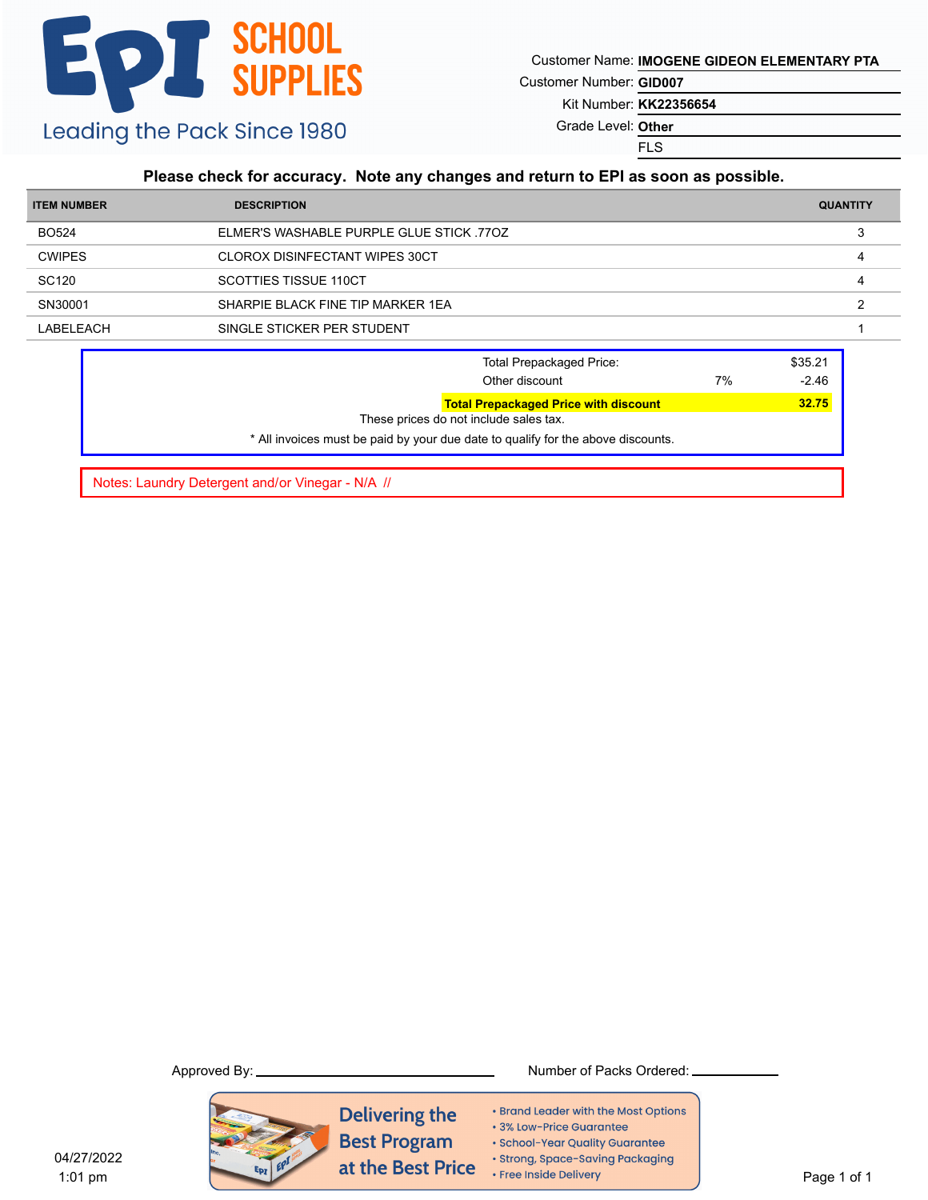EPI SCHOOL SUPPLIES

Leading the Pack Since 1980

Customer Name: **IMOGENE GIDEON ELEMENTARY PTA**

Customer Number: **GID007**

Kit Number: **KK22356654**

Grade Level: **Other**

FLS

**Please check for accuracy. Note any changes and return to EPI as soon as possible.**

| ITEM NUMBER | DESCRIPTION | QUANTITY |
|---|---|---|
| BO524 | ELMER'S WASHABLE PURPLE GLUE STICK .77OZ | 3 |
| CWIPES | CLOROX DISINFECTANT WIPES 30CT | 4 |
| SC120 | SCOTTIES TISSUE 110CT | 4 |
| SN30001 | SHARPIE BLACK FINE TIP MARKER 1EA | 2 |
| LABELEACH | SINGLE STICKER PER STUDENT | 1 |

| | | |
|---|---|---|
| Total Prepackaged Price: | | $35.21 |
| Other discount | 7% | -2.46 |
| **Total Prepackaged Price with discount** | | **32.75** |

These prices do not include sales tax.

* All invoices must be paid by your due date to qualify for the above discounts.

Notes: Laundry Detergent and/or Vinegar - N/A //

Approved By: ______________________ Number of Packs Ordered: __________

Delivering the Best Program at the Best Price

- Brand Leader with the Most Options
- 3% Low-Price Guarantee
- School-Year Quality Guarantee
- Strong, Space-Saving Packaging
- Free Inside Delivery

04/27/2022
1:01 pm